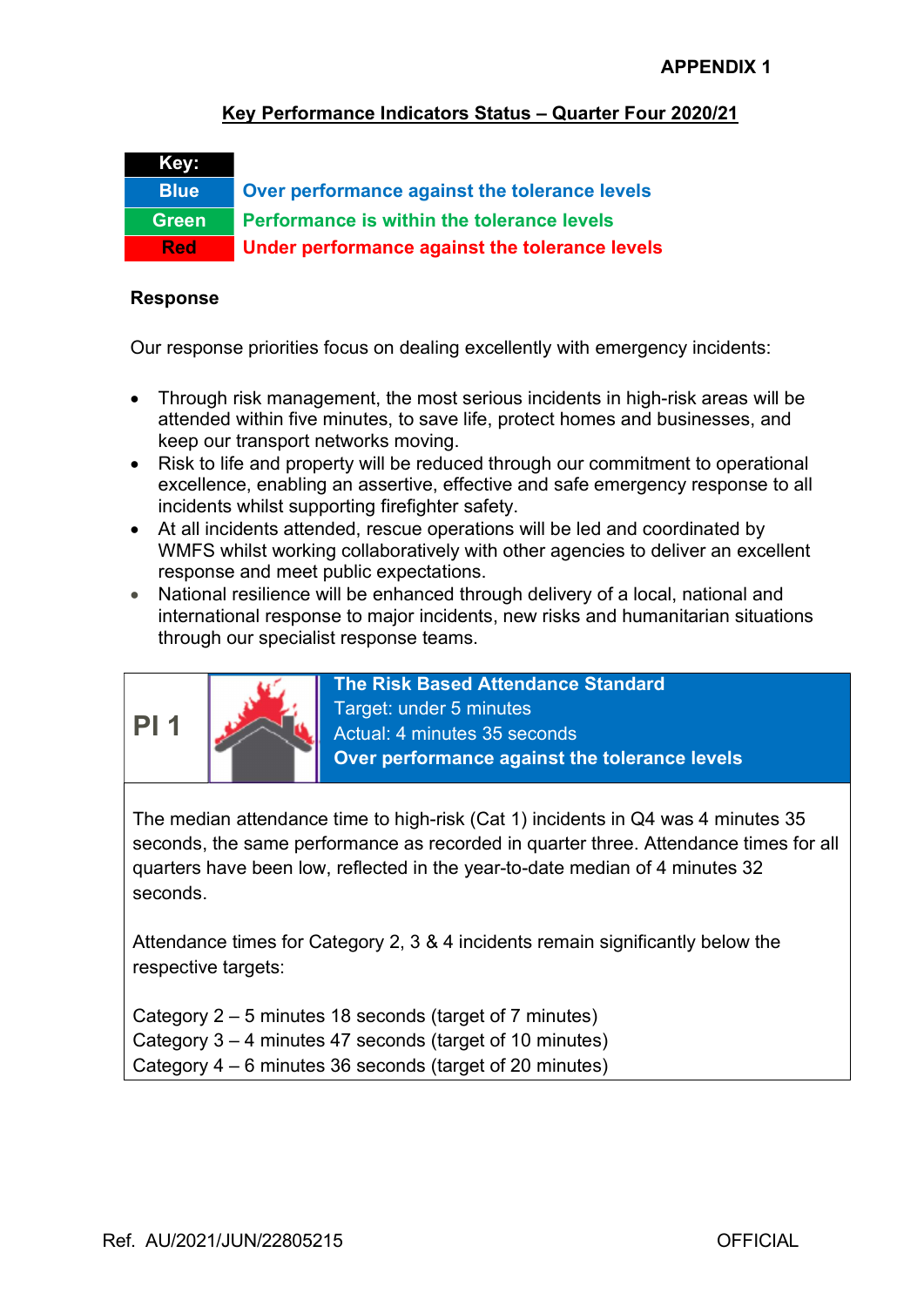**APPENDIX 1**

## Key Performance Indicators Status – Quarter Four 2020/21

| Key: | |
|---|---|
| Blue | Over performance against the tolerance levels |
| Green | Performance is within the tolerance levels |
| Red | Under performance against the tolerance levels |

### Response

Our response priorities focus on dealing excellently with emergency incidents:

- Through risk management, the most serious incidents in high-risk areas will be attended within five minutes, to save life, protect homes and businesses, and keep our transport networks moving.
- Risk to life and property will be reduced through our commitment to operational excellence, enabling an assertive, effective and safe emergency response to all incidents whilst supporting firefighter safety.
- At all incidents attended, rescue operations will be led and coordinated by WMFS whilst working collaboratively with other agencies to deliver an excellent response and meet public expectations.
- National resilience will be enhanced through delivery of a local, national and international response to major incidents, new risks and humanitarian situations through our specialist response teams.

**PI 1**

**The Risk Based Attendance Standard**
Target: under 5 minutes
Actual: 4 minutes 35 seconds
**Over performance against the tolerance levels**

The median attendance time to high-risk (Cat 1) incidents in Q4 was 4 minutes 35 seconds, the same performance as recorded in quarter three. Attendance times for all quarters have been low, reflected in the year-to-date median of 4 minutes 32 seconds.

Attendance times for Category 2, 3 & 4 incidents remain significantly below the respective targets:

Category 2 – 5 minutes 18 seconds (target of 7 minutes)
Category 3 – 4 minutes 47 seconds (target of 10 minutes)
Category 4 – 6 minutes 36 seconds (target of 20 minutes)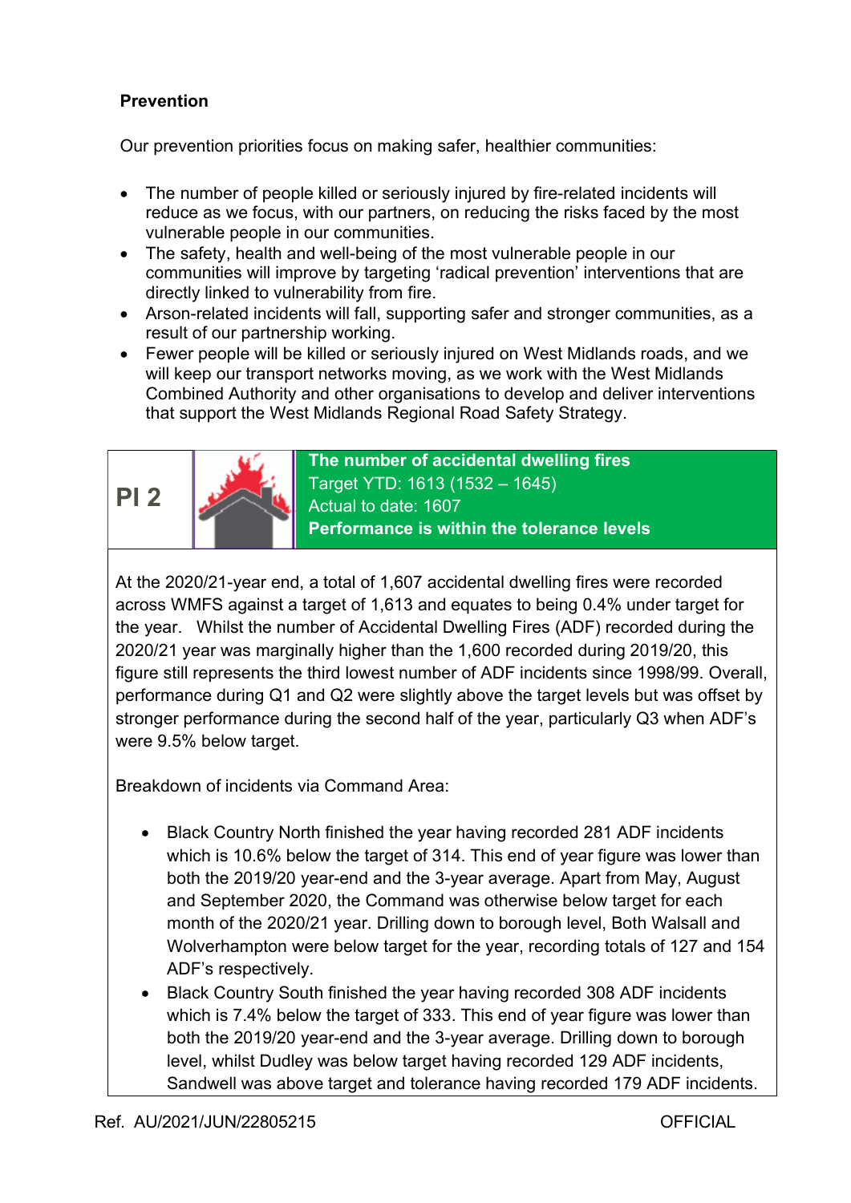## Prevention

Our prevention priorities focus on making safer, healthier communities:

- The number of people killed or seriously injured by fire-related incidents will reduce as we focus, with our partners, on reducing the risks faced by the most vulnerable people in our communities.
- The safety, health and well-being of the most vulnerable people in our communities will improve by targeting 'radical prevention' interventions that are directly linked to vulnerability from fire.
- Arson-related incidents will fall, supporting safer and stronger communities, as a result of our partnership working.
- Fewer people will be killed or seriously injured on West Midlands roads, and we will keep our transport networks moving, as we work with the West Midlands Combined Authority and other organisations to develop and deliver interventions that support the West Midlands Regional Road Safety Strategy.

| PI 2 | | **The number of accidental dwelling fires**<br>Target YTD: 1613 (1532 – 1645)<br>Actual to date: 1607<br>**Performance is within the tolerance levels** |
|---|---|---|

At the 2020/21-year end, a total of 1,607 accidental dwelling fires were recorded across WMFS against a target of 1,613 and equates to being 0.4% under target for the year. Whilst the number of Accidental Dwelling Fires (ADF) recorded during the 2020/21 year was marginally higher than the 1,600 recorded during 2019/20, this figure still represents the third lowest number of ADF incidents since 1998/99. Overall, performance during Q1 and Q2 were slightly above the target levels but was offset by stronger performance during the second half of the year, particularly Q3 when ADF's were 9.5% below target.

Breakdown of incidents via Command Area:

- Black Country North finished the year having recorded 281 ADF incidents which is 10.6% below the target of 314. This end of year figure was lower than both the 2019/20 year-end and the 3-year average. Apart from May, August and September 2020, the Command was otherwise below target for each month of the 2020/21 year. Drilling down to borough level, Both Walsall and Wolverhampton were below target for the year, recording totals of 127 and 154 ADF's respectively.
- Black Country South finished the year having recorded 308 ADF incidents which is 7.4% below the target of 333. This end of year figure was lower than both the 2019/20 year-end and the 3-year average. Drilling down to borough level, whilst Dudley was below target having recorded 129 ADF incidents, Sandwell was above target and tolerance having recorded 179 ADF incidents.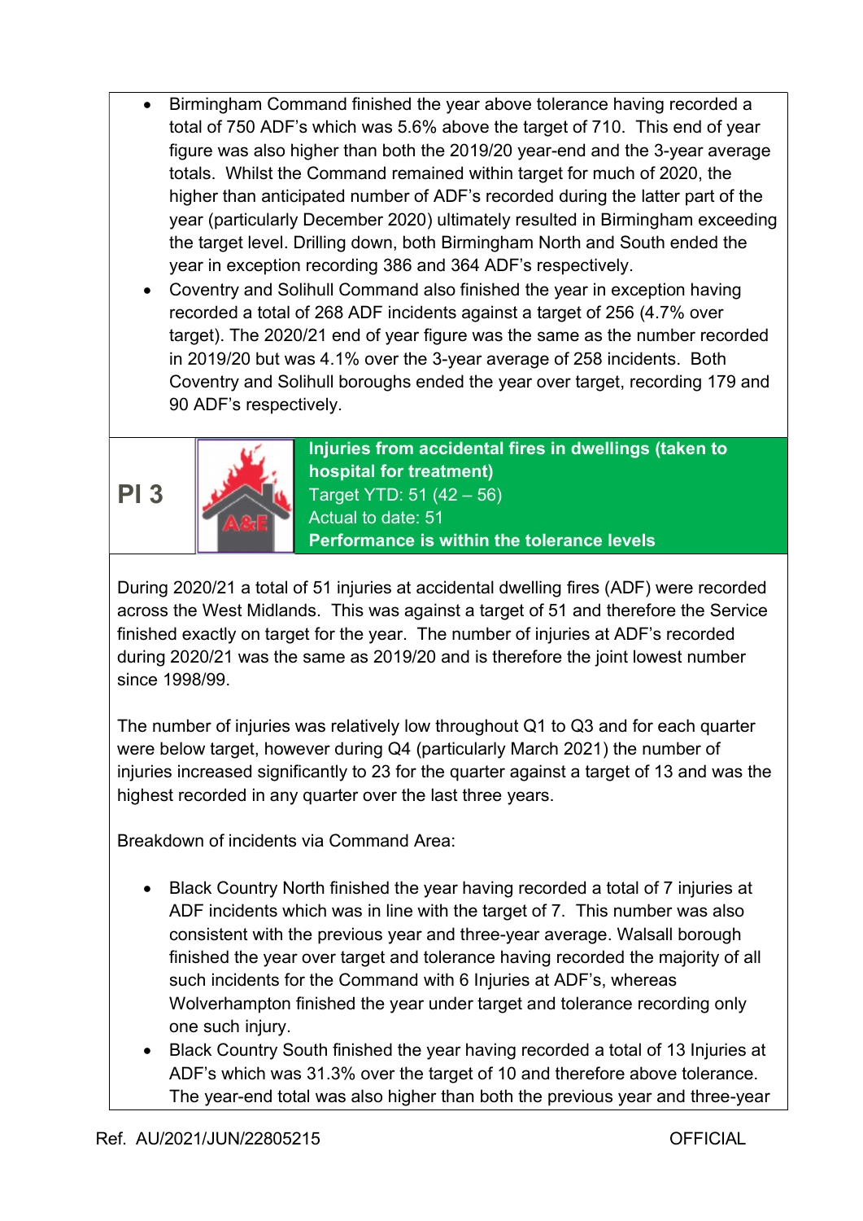- Birmingham Command finished the year above tolerance having recorded a total of 750 ADF's which was 5.6% above the target of 710. This end of year figure was also higher than both the 2019/20 year-end and the 3-year average totals. Whilst the Command remained within target for much of 2020, the higher than anticipated number of ADF's recorded during the latter part of the year (particularly December 2020) ultimately resulted in Birmingham exceeding the target level. Drilling down, both Birmingham North and South ended the year in exception recording 386 and 364 ADF's respectively.
- Coventry and Solihull Command also finished the year in exception having recorded a total of 268 ADF incidents against a target of 256 (4.7% over target). The 2020/21 end of year figure was the same as the number recorded in 2019/20 but was 4.1% over the 3-year average of 258 incidents. Both Coventry and Solihull boroughs ended the year over target, recording 179 and 90 ADF's respectively.

## PI 3

**Injuries from accidental fires in dwellings (taken to hospital for treatment)**
Target YTD: 51 (42 – 56)
Actual to date: 51
**Performance is within the tolerance levels**

During 2020/21 a total of 51 injuries at accidental dwelling fires (ADF) were recorded across the West Midlands. This was against a target of 51 and therefore the Service finished exactly on target for the year. The number of injuries at ADF's recorded during 2020/21 was the same as 2019/20 and is therefore the joint lowest number since 1998/99.

The number of injuries was relatively low throughout Q1 to Q3 and for each quarter were below target, however during Q4 (particularly March 2021) the number of injuries increased significantly to 23 for the quarter against a target of 13 and was the highest recorded in any quarter over the last three years.

Breakdown of incidents via Command Area:

- Black Country North finished the year having recorded a total of 7 injuries at ADF incidents which was in line with the target of 7. This number was also consistent with the previous year and three-year average. Walsall borough finished the year over target and tolerance having recorded the majority of all such incidents for the Command with 6 Injuries at ADF's, whereas Wolverhampton finished the year under target and tolerance recording only one such injury.
- Black Country South finished the year having recorded a total of 13 Injuries at ADF's which was 31.3% over the target of 10 and therefore above tolerance. The year-end total was also higher than both the previous year and three-year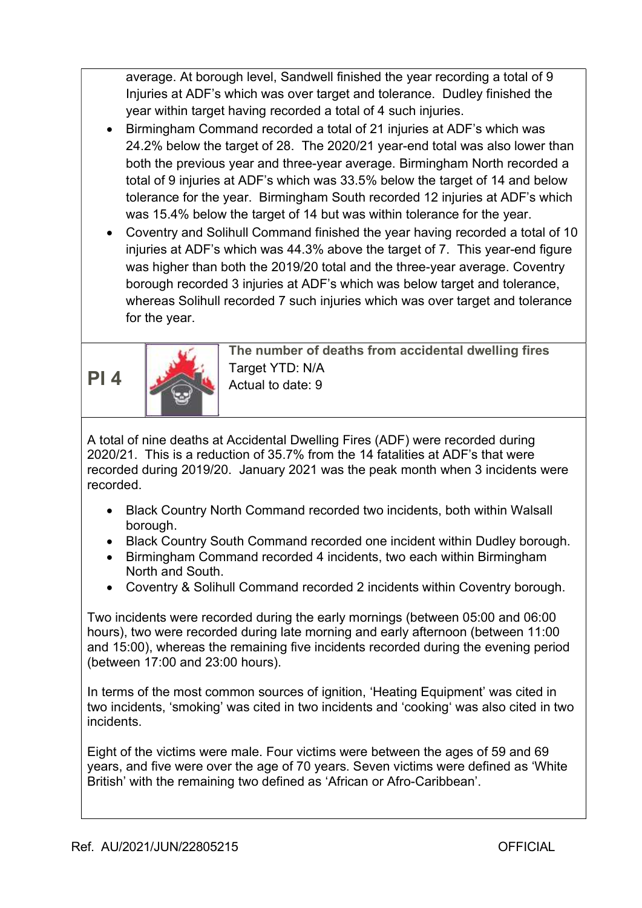average. At borough level, Sandwell finished the year recording a total of 9 Injuries at ADF's which was over target and tolerance. Dudley finished the year within target having recorded a total of 4 such injuries.

- Birmingham Command recorded a total of 21 injuries at ADF's which was 24.2% below the target of 28. The 2020/21 year-end total was also lower than both the previous year and three-year average. Birmingham North recorded a total of 9 injuries at ADF's which was 33.5% below the target of 14 and below tolerance for the year. Birmingham South recorded 12 injuries at ADF's which was 15.4% below the target of 14 but was within tolerance for the year.
- Coventry and Solihull Command finished the year having recorded a total of 10 injuries at ADF's which was 44.3% above the target of 7. This year-end figure was higher than both the 2019/20 total and the three-year average. Coventry borough recorded 3 injuries at ADF's which was below target and tolerance, whereas Solihull recorded 7 such injuries which was over target and tolerance for the year.

## PI 4

**The number of deaths from accidental dwelling fires**
Target YTD: N/A
Actual to date: 9

A total of nine deaths at Accidental Dwelling Fires (ADF) were recorded during 2020/21. This is a reduction of 35.7% from the 14 fatalities at ADF's that were recorded during 2019/20. January 2021 was the peak month when 3 incidents were recorded.

- Black Country North Command recorded two incidents, both within Walsall borough.
- Black Country South Command recorded one incident within Dudley borough.
- Birmingham Command recorded 4 incidents, two each within Birmingham North and South.
- Coventry & Solihull Command recorded 2 incidents within Coventry borough.

Two incidents were recorded during the early mornings (between 05:00 and 06:00 hours), two were recorded during late morning and early afternoon (between 11:00 and 15:00), whereas the remaining five incidents recorded during the evening period (between 17:00 and 23:00 hours).

In terms of the most common sources of ignition, 'Heating Equipment' was cited in two incidents, 'smoking' was cited in two incidents and 'cooking' was also cited in two incidents.

Eight of the victims were male. Four victims were between the ages of 59 and 69 years, and five were over the age of 70 years. Seven victims were defined as 'White British' with the remaining two defined as 'African or Afro-Caribbean'.

Ref. AU/2021/JUN/22805215 OFFICIAL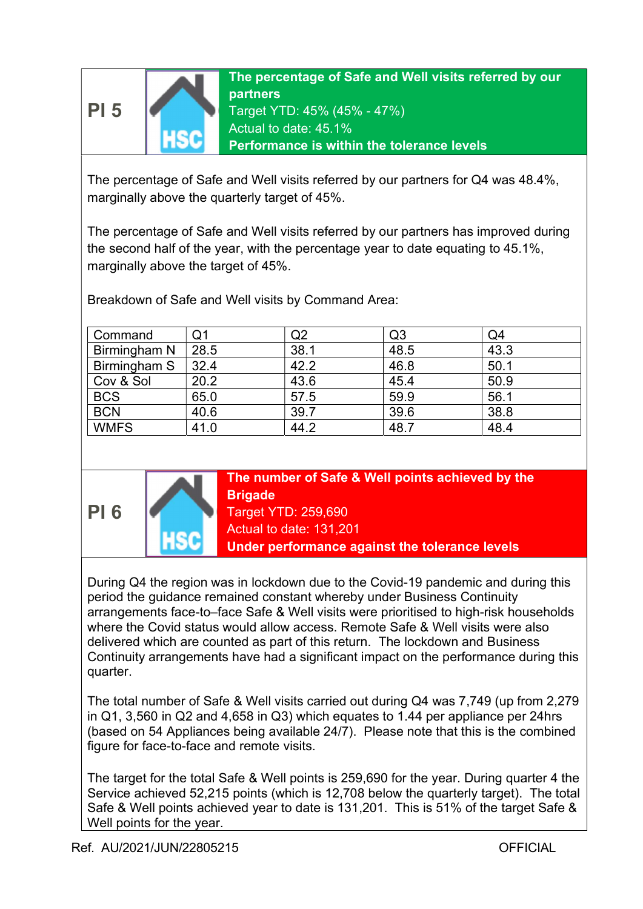**PI 5**

HSC

**The percentage of Safe and Well visits referred by our partners**
Target YTD: 45% (45% - 47%)
Actual to date: 45.1%
**Performance is within the tolerance levels**

The percentage of Safe and Well visits referred by our partners for Q4 was 48.4%, marginally above the quarterly target of 45%.

The percentage of Safe and Well visits referred by our partners has improved during the second half of the year, with the percentage year to date equating to 45.1%, marginally above the target of 45%.

Breakdown of Safe and Well visits by Command Area:

| Command | Q1 | Q2 | Q3 | Q4 |
|---|---|---|---|---|
| Birmingham N | 28.5 | 38.1 | 48.5 | 43.3 |
| Birmingham S | 32.4 | 42.2 | 46.8 | 50.1 |
| Cov & Sol | 20.2 | 43.6 | 45.4 | 50.9 |
| BCS | 65.0 | 57.5 | 59.9 | 56.1 |
| BCN | 40.6 | 39.7 | 39.6 | 38.8 |
| WMFS | 41.0 | 44.2 | 48.7 | 48.4 |

**PI 6**

HSC

**The number of Safe & Well points achieved by the Brigade**
Target YTD: 259,690
Actual to date: 131,201
**Under performance against the tolerance levels**

During Q4 the region was in lockdown due to the Covid-19 pandemic and during this period the guidance remained constant whereby under Business Continuity arrangements face-to–face Safe & Well visits were prioritised to high-risk households where the Covid status would allow access. Remote Safe & Well visits were also delivered which are counted as part of this return. The lockdown and Business Continuity arrangements have had a significant impact on the performance during this quarter.

The total number of Safe & Well visits carried out during Q4 was 7,749 (up from 2,279 in Q1, 3,560 in Q2 and 4,658 in Q3) which equates to 1.44 per appliance per 24hrs (based on 54 Appliances being available 24/7). Please note that this is the combined figure for face-to-face and remote visits.

The target for the total Safe & Well points is 259,690 for the year. During quarter 4 the Service achieved 52,215 points (which is 12,708 below the quarterly target). The total Safe & Well points achieved year to date is 131,201. This is 51% of the target Safe & Well points for the year.

Ref. AU/2021/JUN/22805215 OFFICIAL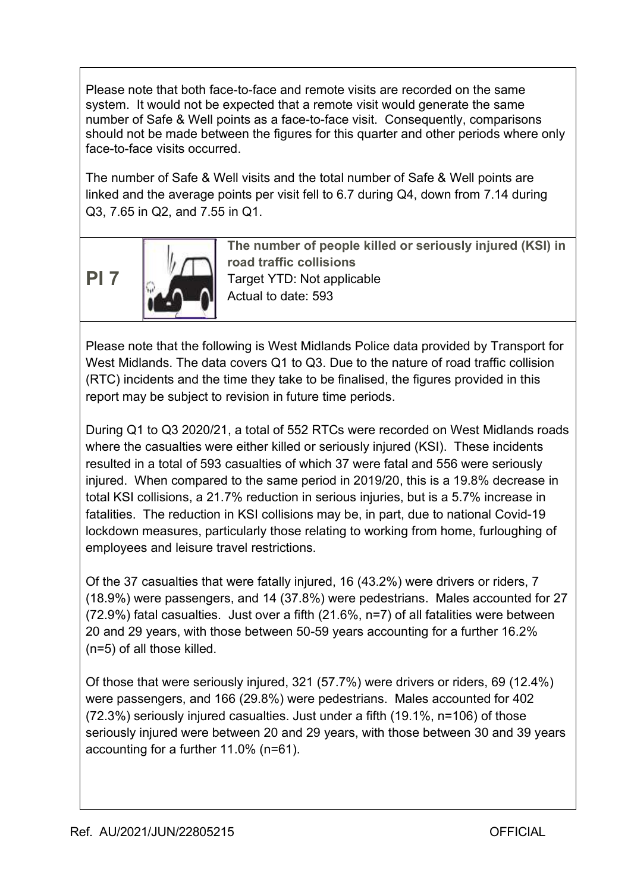Please note that both face-to-face and remote visits are recorded on the same system. It would not be expected that a remote visit would generate the same number of Safe & Well points as a face-to-face visit. Consequently, comparisons should not be made between the figures for this quarter and other periods where only face-to-face visits occurred.

The number of Safe & Well visits and the total number of Safe & Well points are linked and the average points per visit fell to 6.7 during Q4, down from 7.14 during Q3, 7.65 in Q2, and 7.55 in Q1.

## PI 7

**The number of people killed or seriously injured (KSI) in road traffic collisions**

Target YTD: Not applicable

Actual to date: 593

Please note that the following is West Midlands Police data provided by Transport for West Midlands. The data covers Q1 to Q3. Due to the nature of road traffic collision (RTC) incidents and the time they take to be finalised, the figures provided in this report may be subject to revision in future time periods.

During Q1 to Q3 2020/21, a total of 552 RTCs were recorded on West Midlands roads where the casualties were either killed or seriously injured (KSI). These incidents resulted in a total of 593 casualties of which 37 were fatal and 556 were seriously injured. When compared to the same period in 2019/20, this is a 19.8% decrease in total KSI collisions, a 21.7% reduction in serious injuries, but is a 5.7% increase in fatalities. The reduction in KSI collisions may be, in part, due to national Covid-19 lockdown measures, particularly those relating to working from home, furloughing of employees and leisure travel restrictions.

Of the 37 casualties that were fatally injured, 16 (43.2%) were drivers or riders, 7 (18.9%) were passengers, and 14 (37.8%) were pedestrians. Males accounted for 27 (72.9%) fatal casualties. Just over a fifth (21.6%, n=7) of all fatalities were between 20 and 29 years, with those between 50-59 years accounting for a further 16.2% (n=5) of all those killed.

Of those that were seriously injured, 321 (57.7%) were drivers or riders, 69 (12.4%) were passengers, and 166 (29.8%) were pedestrians. Males accounted for 402 (72.3%) seriously injured casualties. Just under a fifth (19.1%, n=106) of those seriously injured were between 20 and 29 years, with those between 30 and 39 years accounting for a further 11.0% (n=61).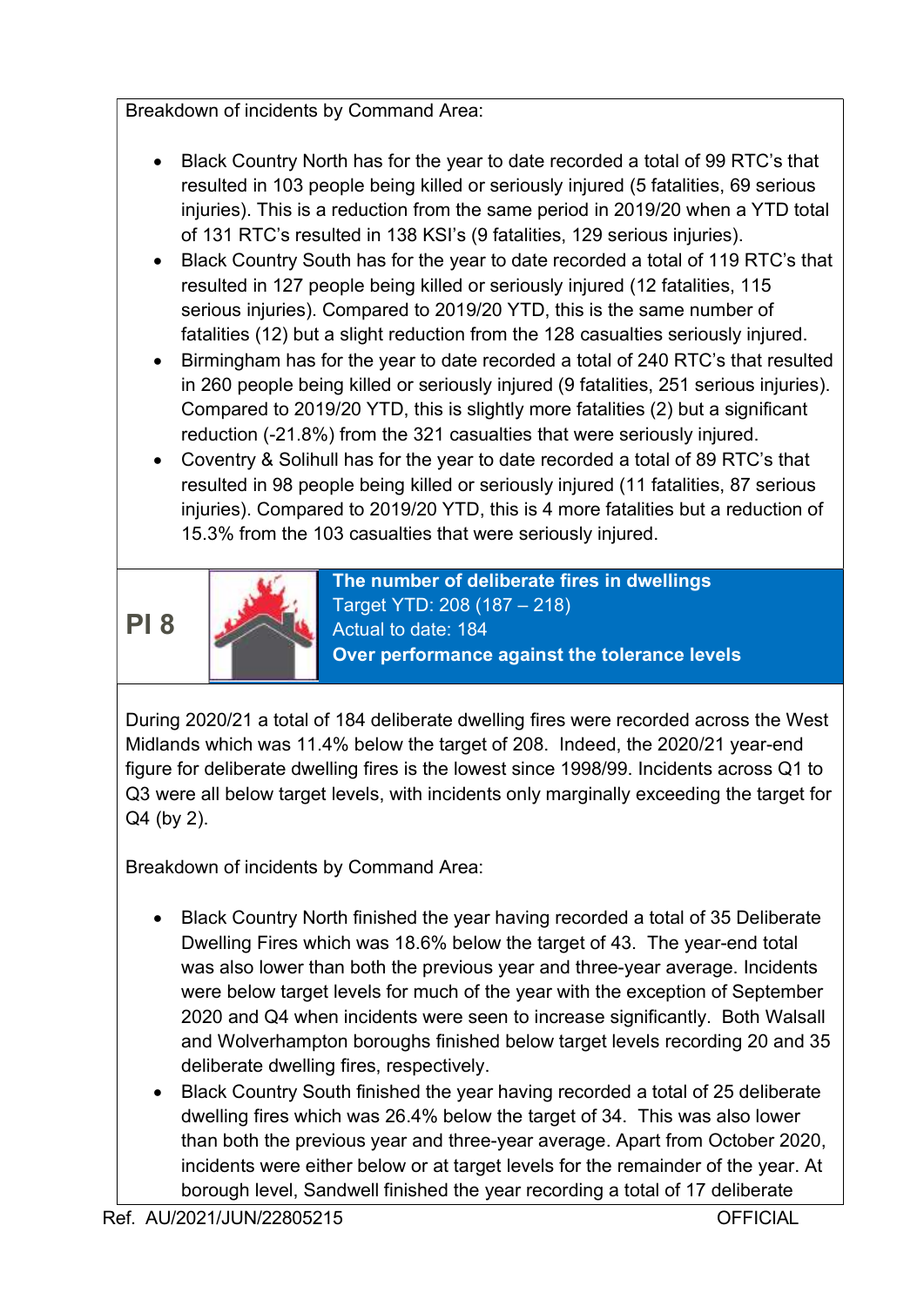Breakdown of incidents by Command Area:

- Black Country North has for the year to date recorded a total of 99 RTC's that resulted in 103 people being killed or seriously injured (5 fatalities, 69 serious injuries). This is a reduction from the same period in 2019/20 when a YTD total of 131 RTC's resulted in 138 KSI's (9 fatalities, 129 serious injuries).
- Black Country South has for the year to date recorded a total of 119 RTC's that resulted in 127 people being killed or seriously injured (12 fatalities, 115 serious injuries). Compared to 2019/20 YTD, this is the same number of fatalities (12) but a slight reduction from the 128 casualties seriously injured.
- Birmingham has for the year to date recorded a total of 240 RTC's that resulted in 260 people being killed or seriously injured (9 fatalities, 251 serious injuries). Compared to 2019/20 YTD, this is slightly more fatalities (2) but a significant reduction (-21.8%) from the 321 casualties that were seriously injured.
- Coventry & Solihull has for the year to date recorded a total of 89 RTC's that resulted in 98 people being killed or seriously injured (11 fatalities, 87 serious injuries). Compared to 2019/20 YTD, this is 4 more fatalities but a reduction of 15.3% from the 103 casualties that were seriously injured.

## PI 8

**The number of deliberate fires in dwellings**
Target YTD: 208 (187 – 218)
Actual to date: 184
**Over performance against the tolerance levels**

During 2020/21 a total of 184 deliberate dwelling fires were recorded across the West Midlands which was 11.4% below the target of 208. Indeed, the 2020/21 year-end figure for deliberate dwelling fires is the lowest since 1998/99. Incidents across Q1 to Q3 were all below target levels, with incidents only marginally exceeding the target for Q4 (by 2).

Breakdown of incidents by Command Area:

- Black Country North finished the year having recorded a total of 35 Deliberate Dwelling Fires which was 18.6% below the target of 43. The year-end total was also lower than both the previous year and three-year average. Incidents were below target levels for much of the year with the exception of September 2020 and Q4 when incidents were seen to increase significantly. Both Walsall and Wolverhampton boroughs finished below target levels recording 20 and 35 deliberate dwelling fires, respectively.
- Black Country South finished the year having recorded a total of 25 deliberate dwelling fires which was 26.4% below the target of 34. This was also lower than both the previous year and three-year average. Apart from October 2020, incidents were either below or at target levels for the remainder of the year. At borough level, Sandwell finished the year recording a total of 17 deliberate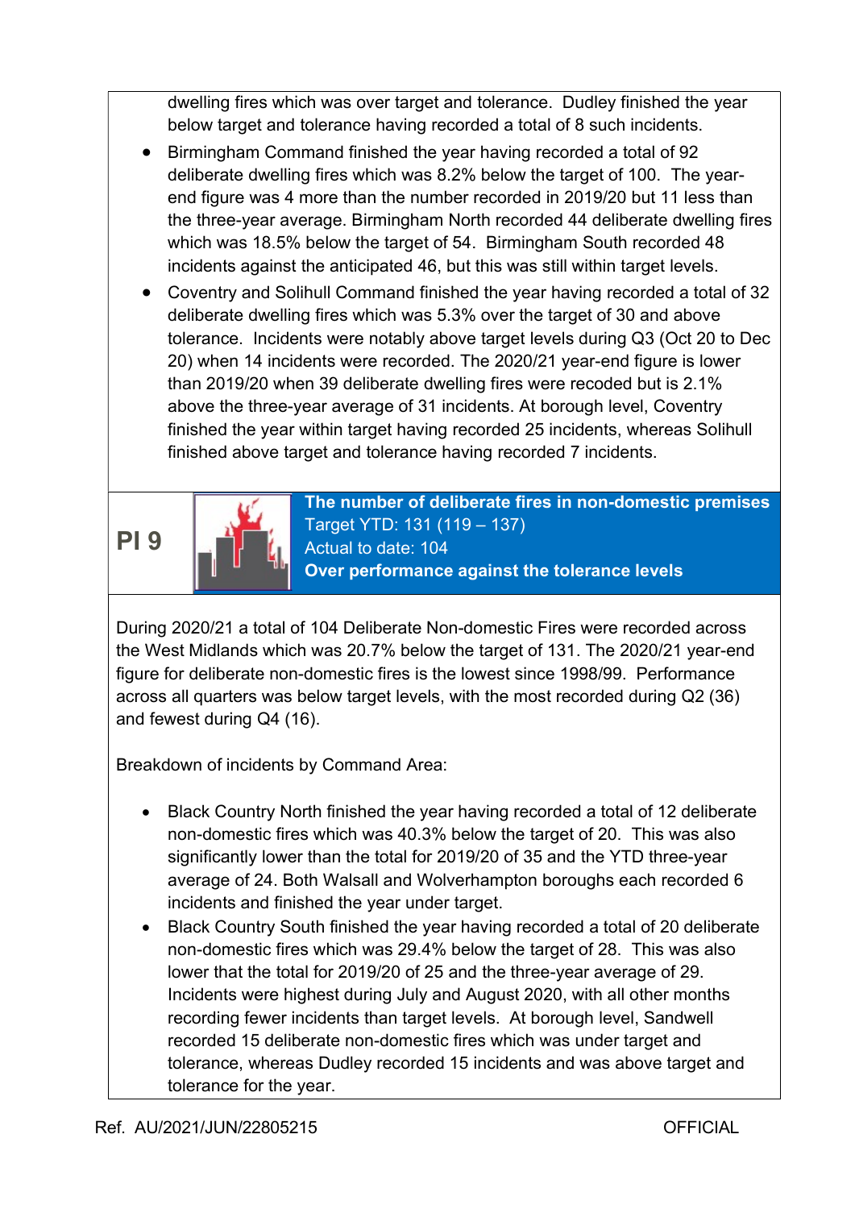dwelling fires which was over target and tolerance. Dudley finished the year below target and tolerance having recorded a total of 8 such incidents.

- Birmingham Command finished the year having recorded a total of 92 deliberate dwelling fires which was 8.2% below the target of 100. The year-end figure was 4 more than the number recorded in 2019/20 but 11 less than the three-year average. Birmingham North recorded 44 deliberate dwelling fires which was 18.5% below the target of 54. Birmingham South recorded 48 incidents against the anticipated 46, but this was still within target levels.
- Coventry and Solihull Command finished the year having recorded a total of 32 deliberate dwelling fires which was 5.3% over the target of 30 and above tolerance. Incidents were notably above target levels during Q3 (Oct 20 to Dec 20) when 14 incidents were recorded. The 2020/21 year-end figure is lower than 2019/20 when 39 deliberate dwelling fires were recoded but is 2.1% above the three-year average of 31 incidents. At borough level, Coventry finished the year within target having recorded 25 incidents, whereas Solihull finished above target and tolerance having recorded 7 incidents.

## PI 9

**The number of deliberate fires in non-domestic premises**
Target YTD: 131 (119 – 137)
Actual to date: 104
**Over performance against the tolerance levels**

During 2020/21 a total of 104 Deliberate Non-domestic Fires were recorded across the West Midlands which was 20.7% below the target of 131. The 2020/21 year-end figure for deliberate non-domestic fires is the lowest since 1998/99. Performance across all quarters was below target levels, with the most recorded during Q2 (36) and fewest during Q4 (16).

Breakdown of incidents by Command Area:

- Black Country North finished the year having recorded a total of 12 deliberate non-domestic fires which was 40.3% below the target of 20. This was also significantly lower than the total for 2019/20 of 35 and the YTD three-year average of 24. Both Walsall and Wolverhampton boroughs each recorded 6 incidents and finished the year under target.
- Black Country South finished the year having recorded a total of 20 deliberate non-domestic fires which was 29.4% below the target of 28. This was also lower that the total for 2019/20 of 25 and the three-year average of 29. Incidents were highest during July and August 2020, with all other months recording fewer incidents than target levels. At borough level, Sandwell recorded 15 deliberate non-domestic fires which was under target and tolerance, whereas Dudley recorded 15 incidents and was above target and tolerance for the year.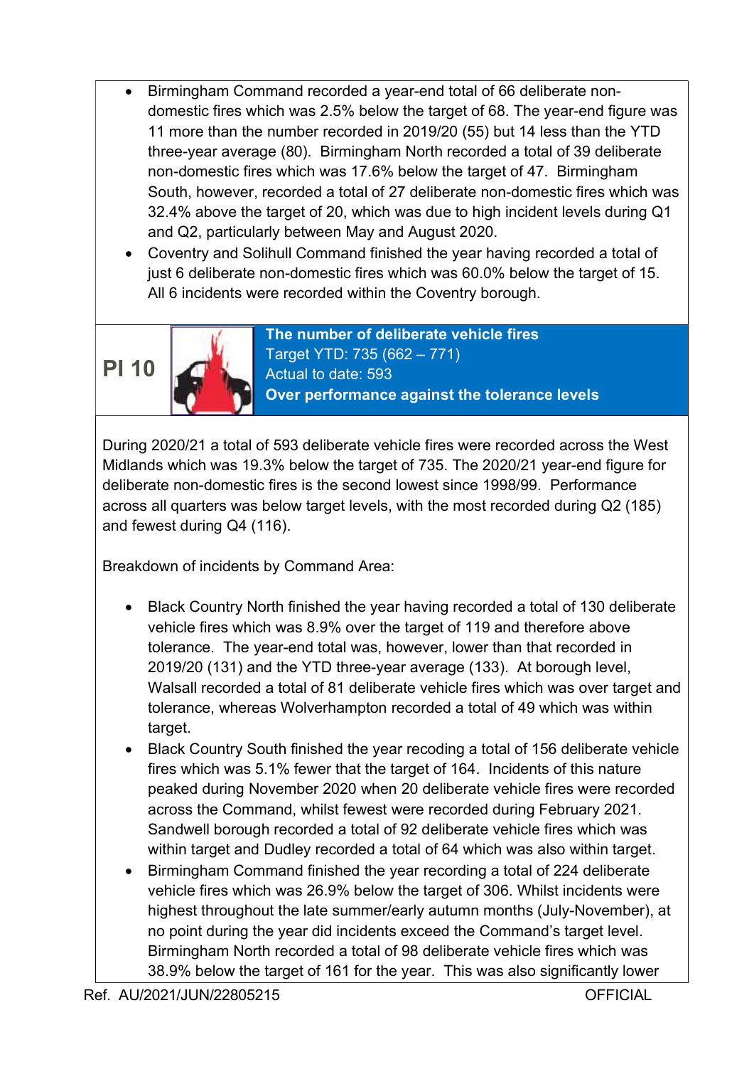- Birmingham Command recorded a year-end total of 66 deliberate non-domestic fires which was 2.5% below the target of 68. The year-end figure was 11 more than the number recorded in 2019/20 (55) but 14 less than the YTD three-year average (80). Birmingham North recorded a total of 39 deliberate non-domestic fires which was 17.6% below the target of 47. Birmingham South, however, recorded a total of 27 deliberate non-domestic fires which was 32.4% above the target of 20, which was due to high incident levels during Q1 and Q2, particularly between May and August 2020.
- Coventry and Solihull Command finished the year having recorded a total of just 6 deliberate non-domestic fires which was 60.0% below the target of 15. All 6 incidents were recorded within the Coventry borough.

## PI 10

**The number of deliberate vehicle fires**
Target YTD: 735 (662 – 771)
Actual to date: 593
**Over performance against the tolerance levels**

During 2020/21 a total of 593 deliberate vehicle fires were recorded across the West Midlands which was 19.3% below the target of 735. The 2020/21 year-end figure for deliberate non-domestic fires is the second lowest since 1998/99. Performance across all quarters was below target levels, with the most recorded during Q2 (185) and fewest during Q4 (116).

Breakdown of incidents by Command Area:

- Black Country North finished the year having recorded a total of 130 deliberate vehicle fires which was 8.9% over the target of 119 and therefore above tolerance. The year-end total was, however, lower than that recorded in 2019/20 (131) and the YTD three-year average (133). At borough level, Walsall recorded a total of 81 deliberate vehicle fires which was over target and tolerance, whereas Wolverhampton recorded a total of 49 which was within target.
- Black Country South finished the year recoding a total of 156 deliberate vehicle fires which was 5.1% fewer that the target of 164. Incidents of this nature peaked during November 2020 when 20 deliberate vehicle fires were recorded across the Command, whilst fewest were recorded during February 2021. Sandwell borough recorded a total of 92 deliberate vehicle fires which was within target and Dudley recorded a total of 64 which was also within target.
- Birmingham Command finished the year recording a total of 224 deliberate vehicle fires which was 26.9% below the target of 306. Whilst incidents were highest throughout the late summer/early autumn months (July-November), at no point during the year did incidents exceed the Command's target level. Birmingham North recorded a total of 98 deliberate vehicle fires which was 38.9% below the target of 161 for the year. This was also significantly lower

Ref. AU/2021/JUN/22805215 OFFICIAL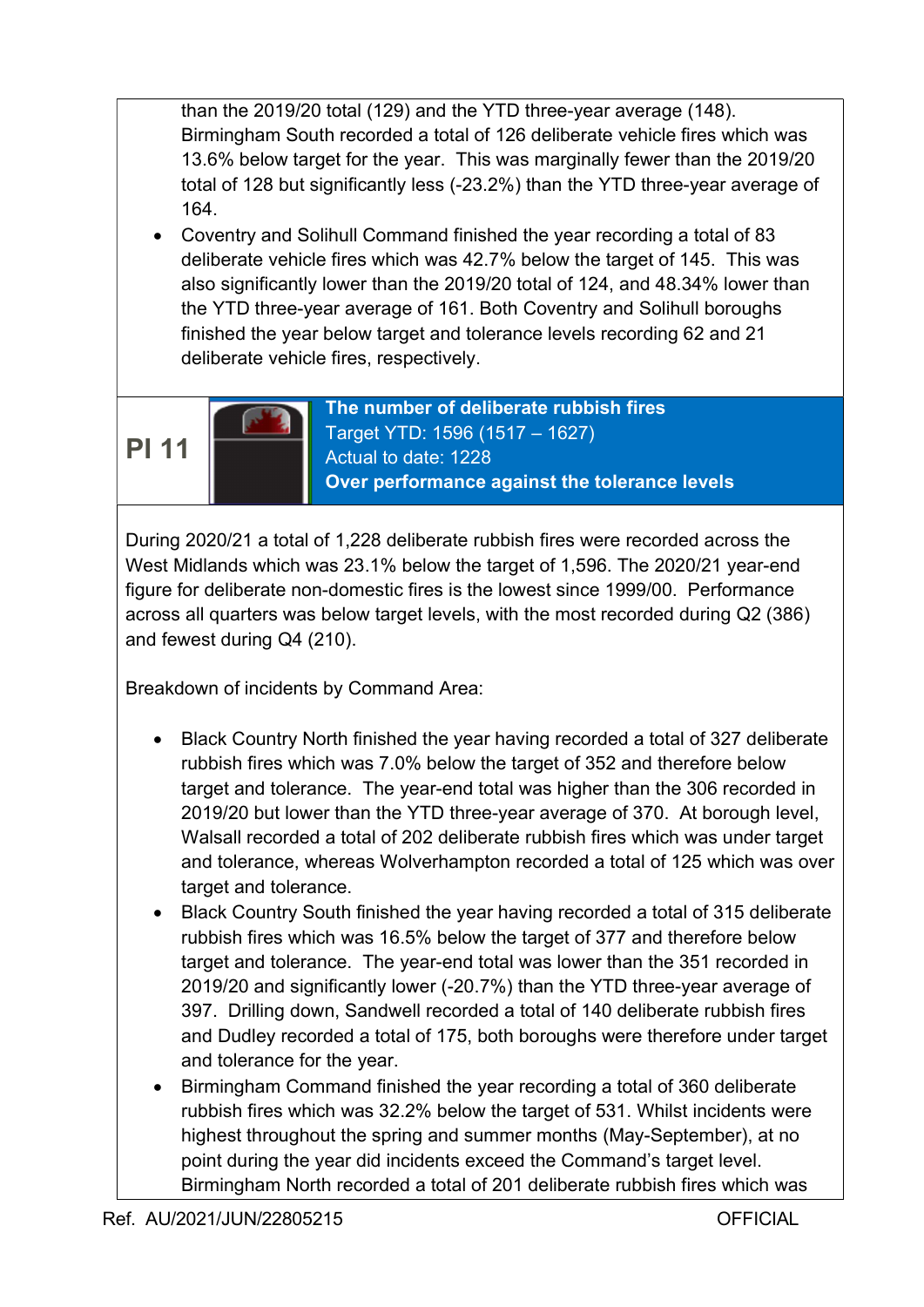than the 2019/20 total (129) and the YTD three-year average (148). Birmingham South recorded a total of 126 deliberate vehicle fires which was 13.6% below target for the year. This was marginally fewer than the 2019/20 total of 128 but significantly less (-23.2%) than the YTD three-year average of 164.

- Coventry and Solihull Command finished the year recording a total of 83 deliberate vehicle fires which was 42.7% below the target of 145. This was also significantly lower than the 2019/20 total of 124, and 48.34% lower than the YTD three-year average of 161. Both Coventry and Solihull boroughs finished the year below target and tolerance levels recording 62 and 21 deliberate vehicle fires, respectively.

| PI 11 | | **The number of deliberate rubbish fires**<br>Target YTD: 1596 (1517 – 1627)<br>Actual to date: 1228<br>**Over performance against the tolerance levels** |
|---|---|---|

During 2020/21 a total of 1,228 deliberate rubbish fires were recorded across the West Midlands which was 23.1% below the target of 1,596. The 2020/21 year-end figure for deliberate non-domestic fires is the lowest since 1999/00. Performance across all quarters was below target levels, with the most recorded during Q2 (386) and fewest during Q4 (210).

Breakdown of incidents by Command Area:

- Black Country North finished the year having recorded a total of 327 deliberate rubbish fires which was 7.0% below the target of 352 and therefore below target and tolerance. The year-end total was higher than the 306 recorded in 2019/20 but lower than the YTD three-year average of 370. At borough level, Walsall recorded a total of 202 deliberate rubbish fires which was under target and tolerance, whereas Wolverhampton recorded a total of 125 which was over target and tolerance.
- Black Country South finished the year having recorded a total of 315 deliberate rubbish fires which was 16.5% below the target of 377 and therefore below target and tolerance. The year-end total was lower than the 351 recorded in 2019/20 and significantly lower (-20.7%) than the YTD three-year average of 397. Drilling down, Sandwell recorded a total of 140 deliberate rubbish fires and Dudley recorded a total of 175, both boroughs were therefore under target and tolerance for the year.
- Birmingham Command finished the year recording a total of 360 deliberate rubbish fires which was 32.2% below the target of 531. Whilst incidents were highest throughout the spring and summer months (May-September), at no point during the year did incidents exceed the Command's target level. Birmingham North recorded a total of 201 deliberate rubbish fires which was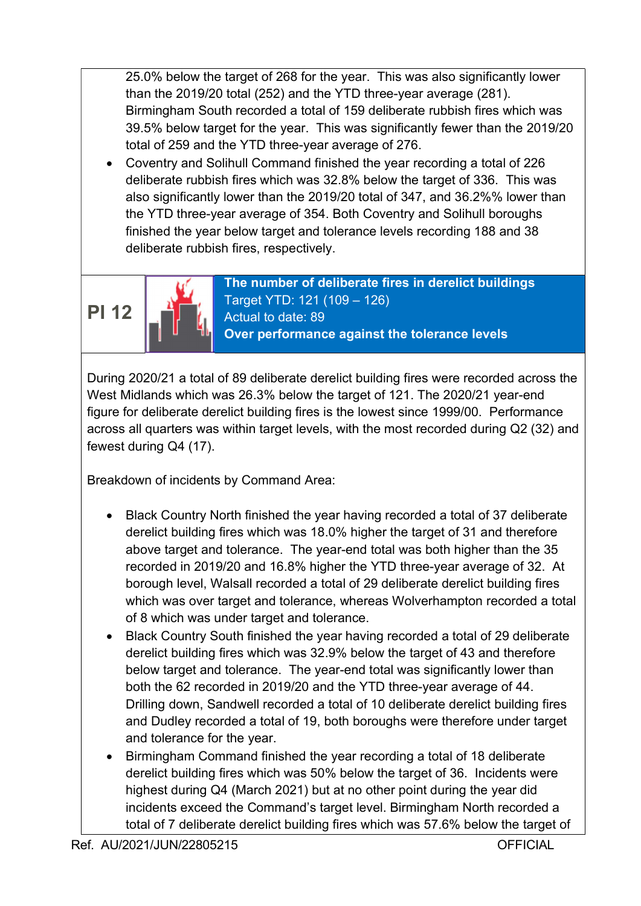25.0% below the target of 268 for the year. This was also significantly lower than the 2019/20 total (252) and the YTD three-year average (281). Birmingham South recorded a total of 159 deliberate rubbish fires which was 39.5% below target for the year. This was significantly fewer than the 2019/20 total of 259 and the YTD three-year average of 276.

- Coventry and Solihull Command finished the year recording a total of 226 deliberate rubbish fires which was 32.8% below the target of 336. This was also significantly lower than the 2019/20 total of 347, and 36.2%% lower than the YTD three-year average of 354. Both Coventry and Solihull boroughs finished the year below target and tolerance levels recording 188 and 38 deliberate rubbish fires, respectively.

| PI 12 | | **The number of deliberate fires in derelict buildings**<br>Target YTD: 121 (109 – 126)<br>Actual to date: 89<br>**Over performance against the tolerance levels** |
|---|---|---|

During 2020/21 a total of 89 deliberate derelict building fires were recorded across the West Midlands which was 26.3% below the target of 121. The 2020/21 year-end figure for deliberate derelict building fires is the lowest since 1999/00. Performance across all quarters was within target levels, with the most recorded during Q2 (32) and fewest during Q4 (17).

Breakdown of incidents by Command Area:

- Black Country North finished the year having recorded a total of 37 deliberate derelict building fires which was 18.0% higher the target of 31 and therefore above target and tolerance. The year-end total was both higher than the 35 recorded in 2019/20 and 16.8% higher the YTD three-year average of 32. At borough level, Walsall recorded a total of 29 deliberate derelict building fires which was over target and tolerance, whereas Wolverhampton recorded a total of 8 which was under target and tolerance.
- Black Country South finished the year having recorded a total of 29 deliberate derelict building fires which was 32.9% below the target of 43 and therefore below target and tolerance. The year-end total was significantly lower than both the 62 recorded in 2019/20 and the YTD three-year average of 44. Drilling down, Sandwell recorded a total of 10 deliberate derelict building fires and Dudley recorded a total of 19, both boroughs were therefore under target and tolerance for the year.
- Birmingham Command finished the year recording a total of 18 deliberate derelict building fires which was 50% below the target of 36. Incidents were highest during Q4 (March 2021) but at no other point during the year did incidents exceed the Command's target level. Birmingham North recorded a total of 7 deliberate derelict building fires which was 57.6% below the target of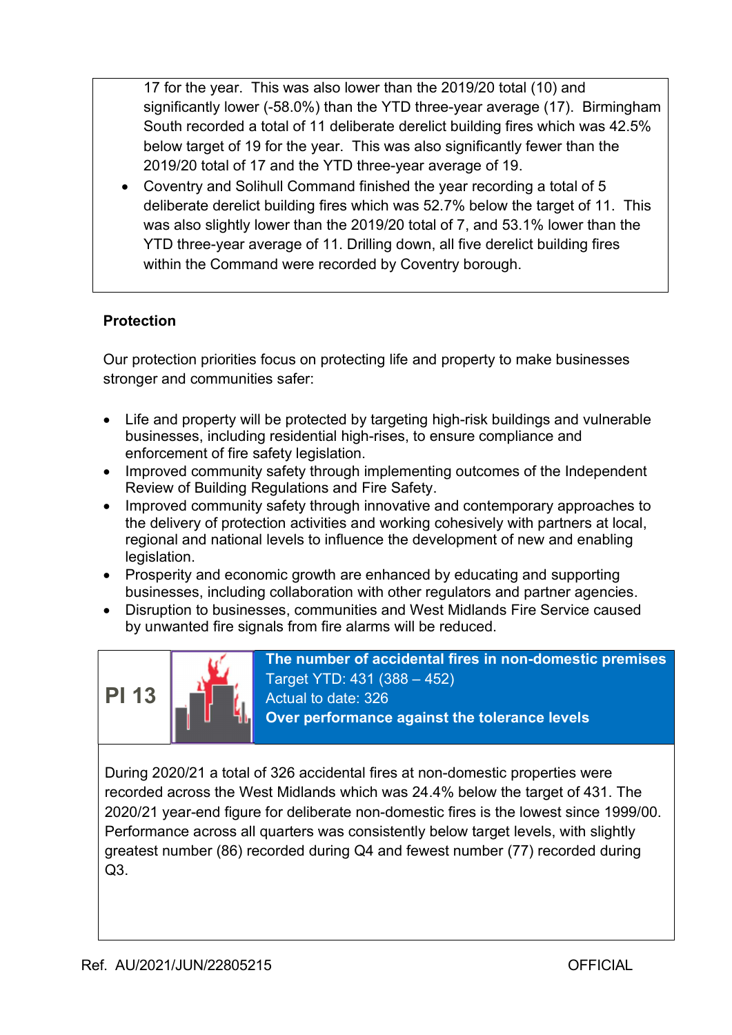17 for the year. This was also lower than the 2019/20 total (10) and significantly lower (-58.0%) than the YTD three-year average (17). Birmingham South recorded a total of 11 deliberate derelict building fires which was 42.5% below target of 19 for the year. This was also significantly fewer than the 2019/20 total of 17 and the YTD three-year average of 19.

- Coventry and Solihull Command finished the year recording a total of 5 deliberate derelict building fires which was 52.7% below the target of 11. This was also slightly lower than the 2019/20 total of 7, and 53.1% lower than the YTD three-year average of 11. Drilling down, all five derelict building fires within the Command were recorded by Coventry borough.

**Protection**

Our protection priorities focus on protecting life and property to make businesses stronger and communities safer:

- Life and property will be protected by targeting high-risk buildings and vulnerable businesses, including residential high-rises, to ensure compliance and enforcement of fire safety legislation.
- Improved community safety through implementing outcomes of the Independent Review of Building Regulations and Fire Safety.
- Improved community safety through innovative and contemporary approaches to the delivery of protection activities and working cohesively with partners at local, regional and national levels to influence the development of new and enabling legislation.
- Prosperity and economic growth are enhanced by educating and supporting businesses, including collaboration with other regulators and partner agencies.
- Disruption to businesses, communities and West Midlands Fire Service caused by unwanted fire signals from fire alarms will be reduced.

**PI 13**

**The number of accidental fires in non-domestic premises**
Target YTD: 431 (388 – 452)
Actual to date: 326
**Over performance against the tolerance levels**

During 2020/21 a total of 326 accidental fires at non-domestic properties were recorded across the West Midlands which was 24.4% below the target of 431. The 2020/21 year-end figure for deliberate non-domestic fires is the lowest since 1999/00. Performance across all quarters was consistently below target levels, with slightly greatest number (86) recorded during Q4 and fewest number (77) recorded during Q3.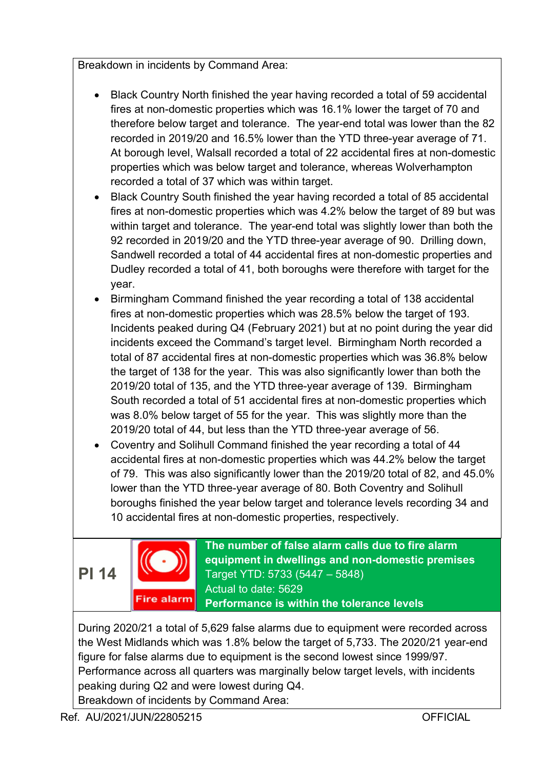Breakdown in incidents by Command Area:

- Black Country North finished the year having recorded a total of 59 accidental fires at non-domestic properties which was 16.1% lower the target of 70 and therefore below target and tolerance. The year-end total was lower than the 82 recorded in 2019/20 and 16.5% lower than the YTD three-year average of 71. At borough level, Walsall recorded a total of 22 accidental fires at non-domestic properties which was below target and tolerance, whereas Wolverhampton recorded a total of 37 which was within target.
- Black Country South finished the year having recorded a total of 85 accidental fires at non-domestic properties which was 4.2% below the target of 89 but was within target and tolerance. The year-end total was slightly lower than both the 92 recorded in 2019/20 and the YTD three-year average of 90. Drilling down, Sandwell recorded a total of 44 accidental fires at non-domestic properties and Dudley recorded a total of 41, both boroughs were therefore with target for the year.
- Birmingham Command finished the year recording a total of 138 accidental fires at non-domestic properties which was 28.5% below the target of 193. Incidents peaked during Q4 (February 2021) but at no point during the year did incidents exceed the Command's target level. Birmingham North recorded a total of 87 accidental fires at non-domestic properties which was 36.8% below the target of 138 for the year. This was also significantly lower than both the 2019/20 total of 135, and the YTD three-year average of 139. Birmingham South recorded a total of 51 accidental fires at non-domestic properties which was 8.0% below target of 55 for the year. This was slightly more than the 2019/20 total of 44, but less than the YTD three-year average of 56.
- Coventry and Solihull Command finished the year recording a total of 44 accidental fires at non-domestic properties which was 44.2% below the target of 79. This was also significantly lower than the 2019/20 total of 82, and 45.0% lower than the YTD three-year average of 80. Both Coventry and Solihull boroughs finished the year below target and tolerance levels recording 34 and 10 accidental fires at non-domestic properties, respectively.

## PI 14

Fire alarm

**The number of false alarm calls due to fire alarm equipment in dwellings and non-domestic premises**
Target YTD: 5733 (5447 – 5848)
Actual to date: 5629
**Performance is within the tolerance levels**

During 2020/21 a total of 5,629 false alarms due to equipment were recorded across the West Midlands which was 1.8% below the target of 5,733. The 2020/21 year-end figure for false alarms due to equipment is the second lowest since 1999/97. Performance across all quarters was marginally below target levels, with incidents peaking during Q2 and were lowest during Q4.

Breakdown of incidents by Command Area: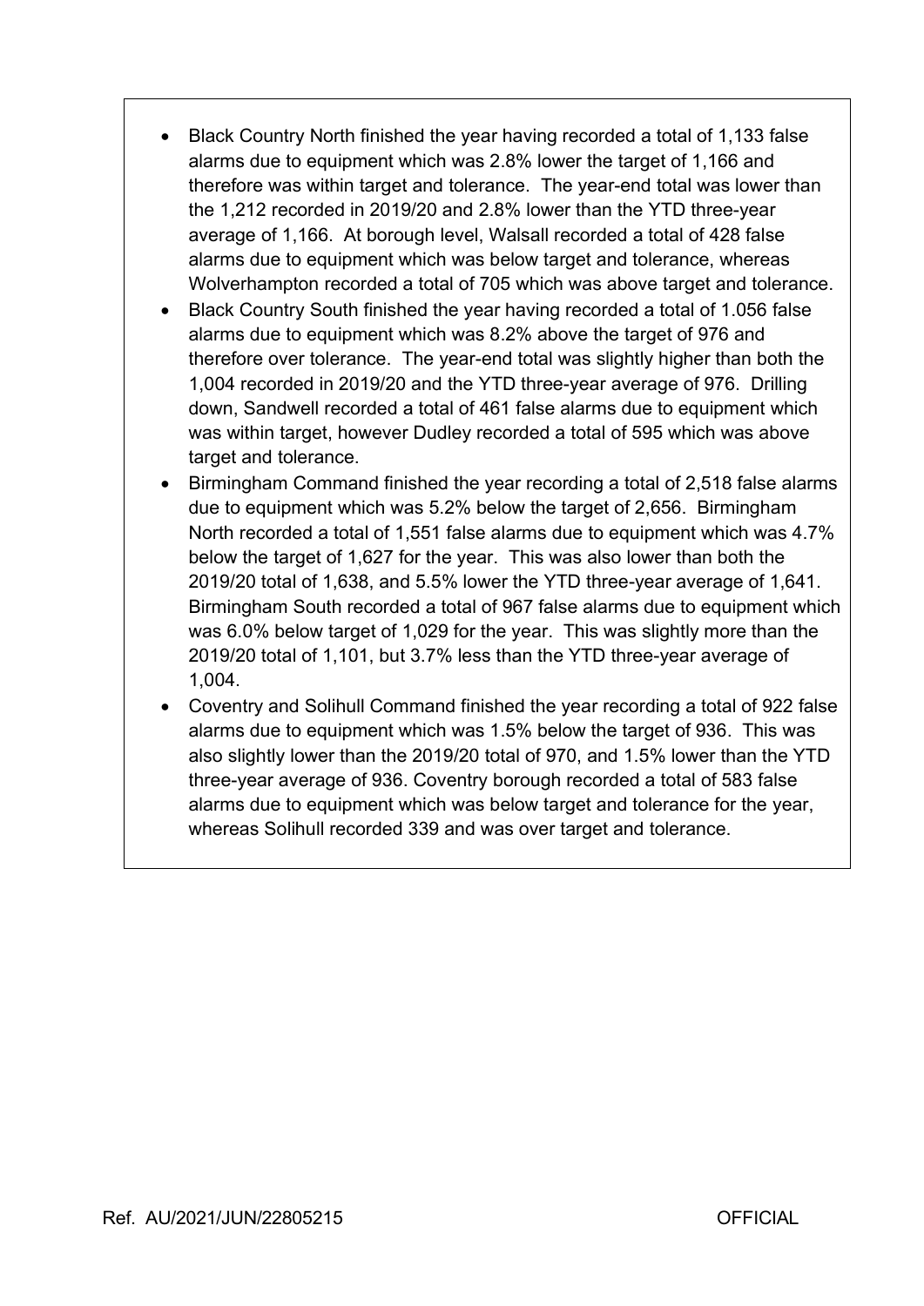- Black Country North finished the year having recorded a total of 1,133 false alarms due to equipment which was 2.8% lower the target of 1,166 and therefore was within target and tolerance. The year-end total was lower than the 1,212 recorded in 2019/20 and 2.8% lower than the YTD three-year average of 1,166. At borough level, Walsall recorded a total of 428 false alarms due to equipment which was below target and tolerance, whereas Wolverhampton recorded a total of 705 which was above target and tolerance.
- Black Country South finished the year having recorded a total of 1.056 false alarms due to equipment which was 8.2% above the target of 976 and therefore over tolerance. The year-end total was slightly higher than both the 1,004 recorded in 2019/20 and the YTD three-year average of 976. Drilling down, Sandwell recorded a total of 461 false alarms due to equipment which was within target, however Dudley recorded a total of 595 which was above target and tolerance.
- Birmingham Command finished the year recording a total of 2,518 false alarms due to equipment which was 5.2% below the target of 2,656. Birmingham North recorded a total of 1,551 false alarms due to equipment which was 4.7% below the target of 1,627 for the year. This was also lower than both the 2019/20 total of 1,638, and 5.5% lower the YTD three-year average of 1,641. Birmingham South recorded a total of 967 false alarms due to equipment which was 6.0% below target of 1,029 for the year. This was slightly more than the 2019/20 total of 1,101, but 3.7% less than the YTD three-year average of 1,004.
- Coventry and Solihull Command finished the year recording a total of 922 false alarms due to equipment which was 1.5% below the target of 936. This was also slightly lower than the 2019/20 total of 970, and 1.5% lower than the YTD three-year average of 936. Coventry borough recorded a total of 583 false alarms due to equipment which was below target and tolerance for the year, whereas Solihull recorded 339 and was over target and tolerance.

Ref. AU/2021/JUN/22805215 OFFICIAL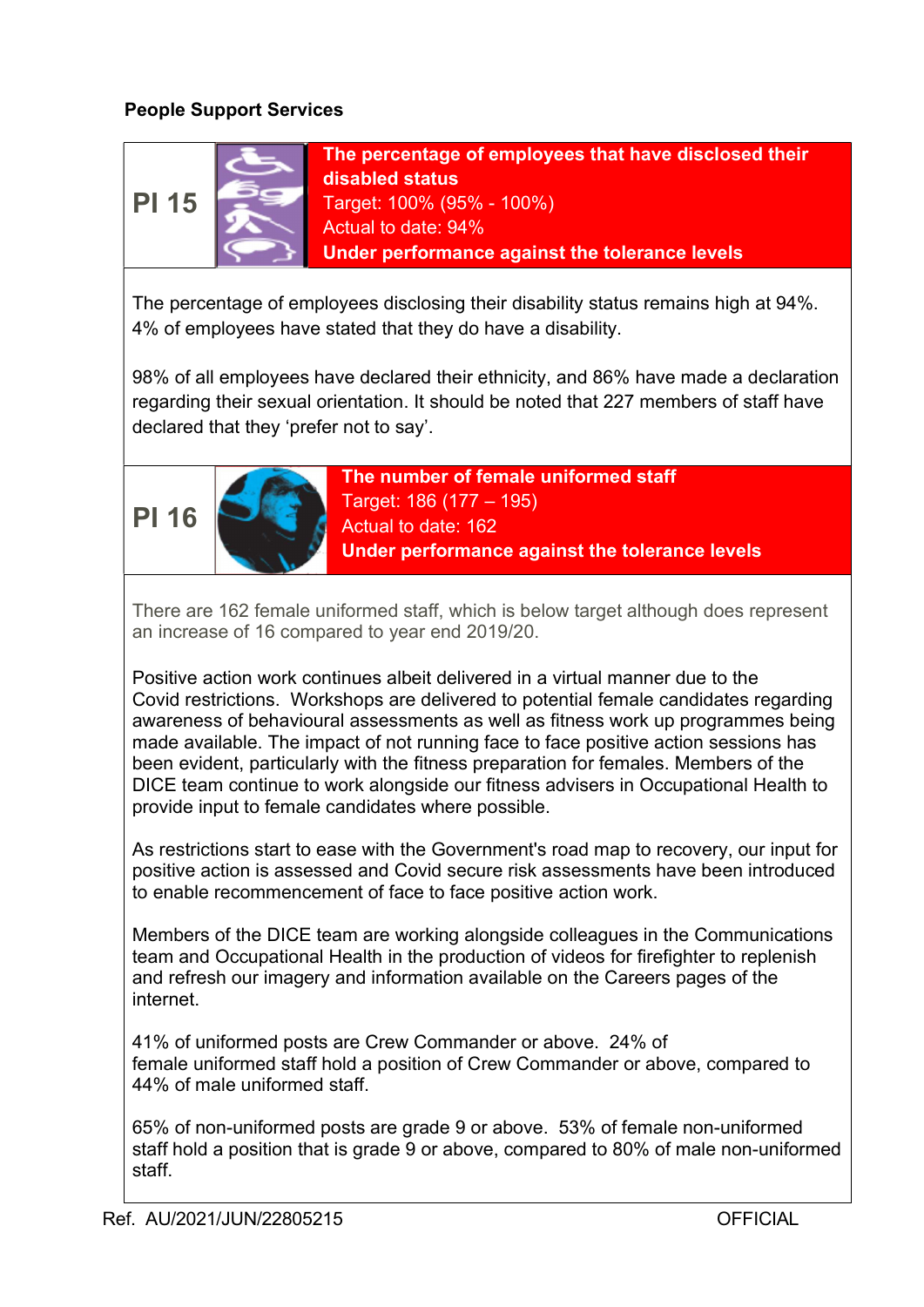**People Support Services**

**PI 15**

**The percentage of employees that have disclosed their disabled status**
Target: 100% (95% - 100%)
Actual to date: 94%
**Under performance against the tolerance levels**

The percentage of employees disclosing their disability status remains high at 94%. 4% of employees have stated that they do have a disability.

98% of all employees have declared their ethnicity, and 86% have made a declaration regarding their sexual orientation. It should be noted that 227 members of staff have declared that they 'prefer not to say'.

**PI 16**

**The number of female uniformed staff**
Target: 186 (177 – 195)
Actual to date: 162
**Under performance against the tolerance levels**

There are 162 female uniformed staff, which is below target although does represent an increase of 16 compared to year end 2019/20.

Positive action work continues albeit delivered in a virtual manner due to the Covid restrictions. Workshops are delivered to potential female candidates regarding awareness of behavioural assessments as well as fitness work up programmes being made available. The impact of not running face to face positive action sessions has been evident, particularly with the fitness preparation for females. Members of the DICE team continue to work alongside our fitness advisers in Occupational Health to provide input to female candidates where possible.

As restrictions start to ease with the Government's road map to recovery, our input for positive action is assessed and Covid secure risk assessments have been introduced to enable recommencement of face to face positive action work.

Members of the DICE team are working alongside colleagues in the Communications team and Occupational Health in the production of videos for firefighter to replenish and refresh our imagery and information available on the Careers pages of the internet.

41% of uniformed posts are Crew Commander or above. 24% of female uniformed staff hold a position of Crew Commander or above, compared to 44% of male uniformed staff.

65% of non-uniformed posts are grade 9 or above. 53% of female non-uniformed staff hold a position that is grade 9 or above, compared to 80% of male non-uniformed staff.

Ref. AU/2021/JUN/22805215 OFFICIAL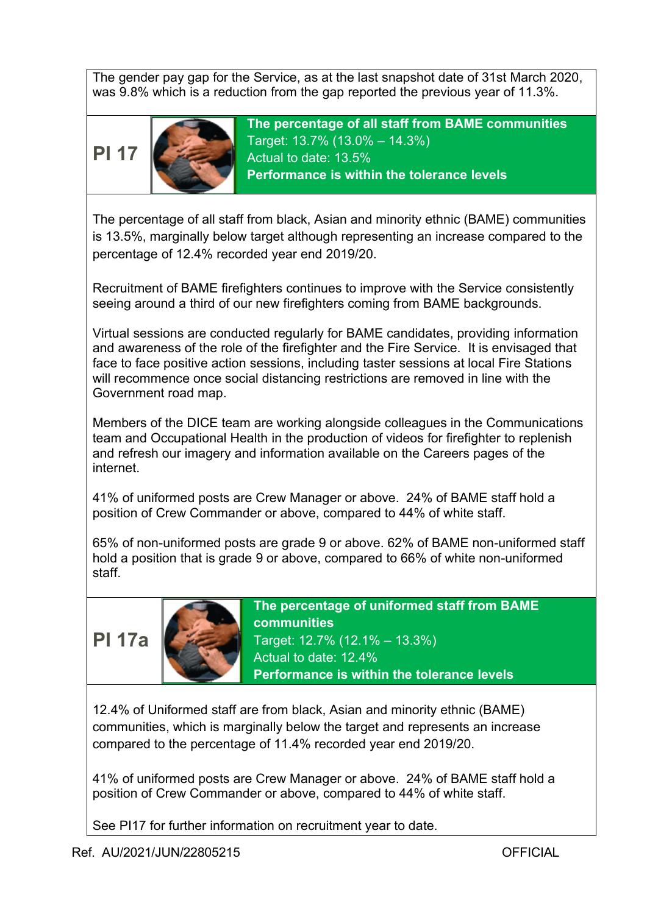The gender pay gap for the Service, as at the last snapshot date of 31st March 2020, was 9.8% which is a reduction from the gap reported the previous year of 11.3%.

## PI 17

**The percentage of all staff from BAME communities**
Target: 13.7% (13.0% – 14.3%)
Actual to date: 13.5%
**Performance is within the tolerance levels**

The percentage of all staff from black, Asian and minority ethnic (BAME) communities is 13.5%, marginally below target although representing an increase compared to the percentage of 12.4% recorded year end 2019/20.

Recruitment of BAME firefighters continues to improve with the Service consistently seeing around a third of our new firefighters coming from BAME backgrounds.

Virtual sessions are conducted regularly for BAME candidates, providing information and awareness of the role of the firefighter and the Fire Service. It is envisaged that face to face positive action sessions, including taster sessions at local Fire Stations will recommence once social distancing restrictions are removed in line with the Government road map.

Members of the DICE team are working alongside colleagues in the Communications team and Occupational Health in the production of videos for firefighter to replenish and refresh our imagery and information available on the Careers pages of the internet.

41% of uniformed posts are Crew Manager or above. 24% of BAME staff hold a position of Crew Commander or above, compared to 44% of white staff.

65% of non-uniformed posts are grade 9 or above. 62% of BAME non-uniformed staff hold a position that is grade 9 or above, compared to 66% of white non-uniformed staff.

## PI 17a

**The percentage of uniformed staff from BAME communities**
Target: 12.7% (12.1% – 13.3%)
Actual to date: 12.4%
**Performance is within the tolerance levels**

12.4% of Uniformed staff are from black, Asian and minority ethnic (BAME) communities, which is marginally below the target and represents an increase compared to the percentage of 11.4% recorded year end 2019/20.

41% of uniformed posts are Crew Manager or above. 24% of BAME staff hold a position of Crew Commander or above, compared to 44% of white staff.

See PI17 for further information on recruitment year to date.

Ref. AU/2021/JUN/22805215 OFFICIAL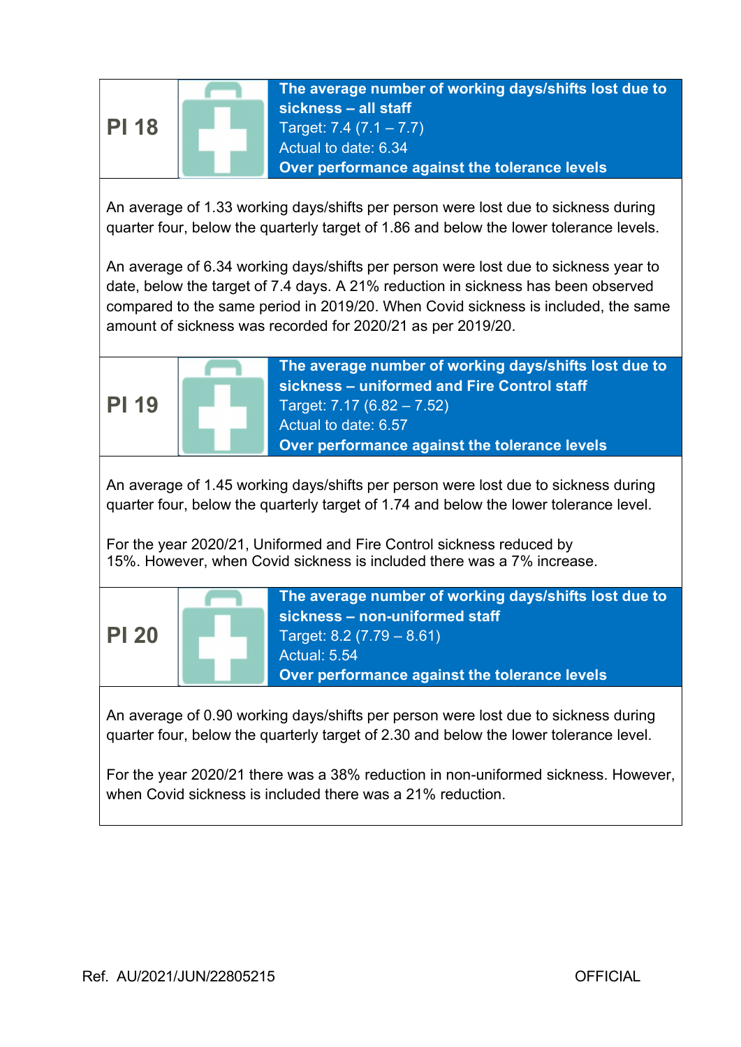## PI 18

**The average number of working days/shifts lost due to sickness – all staff**
Target: 7.4 (7.1 – 7.7)
Actual to date: 6.34
**Over performance against the tolerance levels**

An average of 1.33 working days/shifts per person were lost due to sickness during quarter four, below the quarterly target of 1.86 and below the lower tolerance levels.

An average of 6.34 working days/shifts per person were lost due to sickness year to date, below the target of 7.4 days. A 21% reduction in sickness has been observed compared to the same period in 2019/20. When Covid sickness is included, the same amount of sickness was recorded for 2020/21 as per 2019/20.

## PI 19

**The average number of working days/shifts lost due to sickness – uniformed and Fire Control staff**
Target: 7.17 (6.82 – 7.52)
Actual to date: 6.57
**Over performance against the tolerance levels**

An average of 1.45 working days/shifts per person were lost due to sickness during quarter four, below the quarterly target of 1.74 and below the lower tolerance level.

For the year 2020/21, Uniformed and Fire Control sickness reduced by 15%. However, when Covid sickness is included there was a 7% increase.

## PI 20

**The average number of working days/shifts lost due to sickness – non-uniformed staff**
Target: 8.2 (7.79 – 8.61)
Actual: 5.54
**Over performance against the tolerance levels**

An average of 0.90 working days/shifts per person were lost due to sickness during quarter four, below the quarterly target of 2.30 and below the lower tolerance level.

For the year 2020/21 there was a 38% reduction in non-uniformed sickness. However, when Covid sickness is included there was a 21% reduction.

Ref. AU/2021/JUN/22805215 OFFICIAL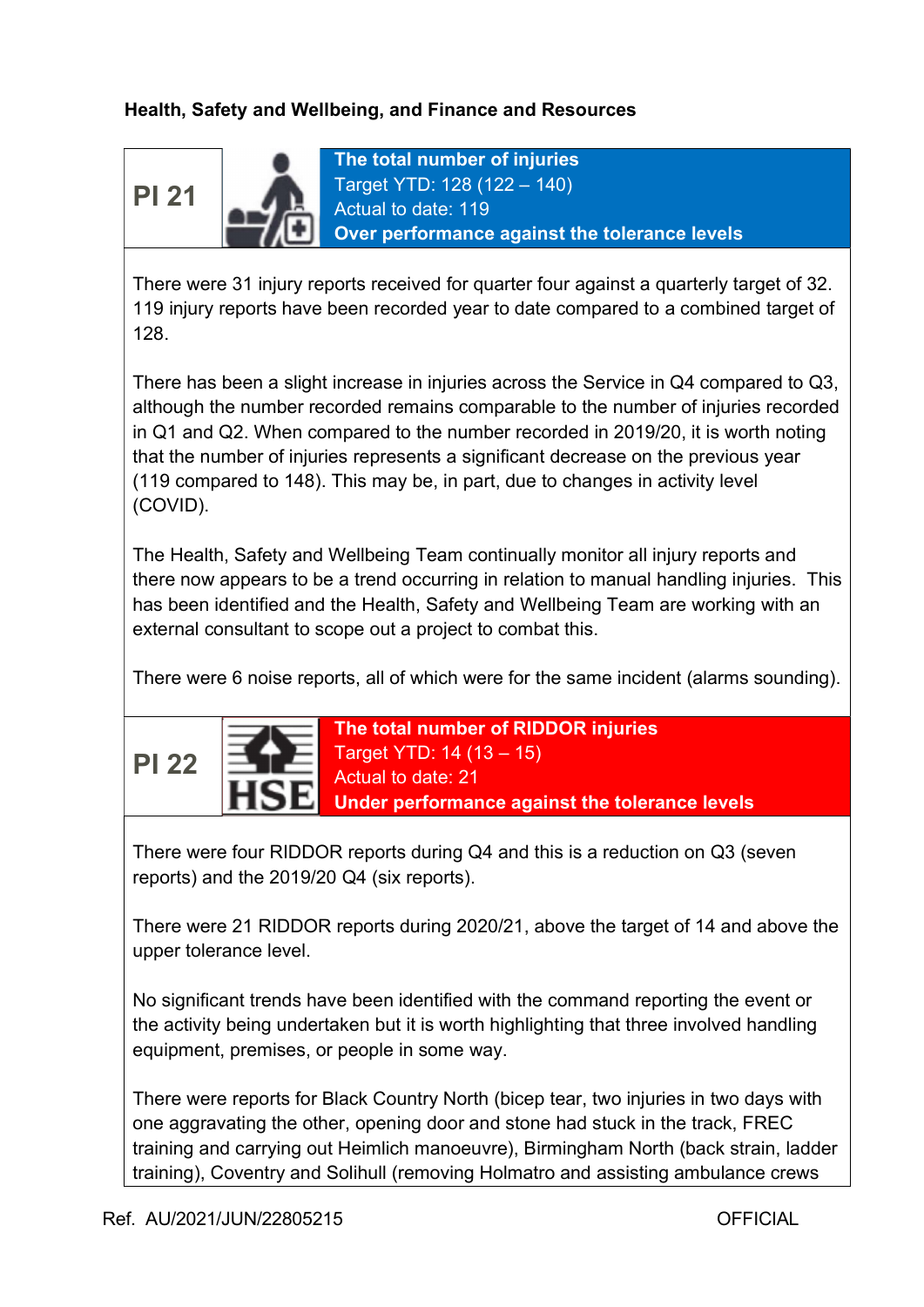**Health, Safety and Wellbeing, and Finance and Resources**

| PI 21 | **The total number of injuries**<br>Target YTD: 128 (122 – 140)<br>Actual to date: 119<br>**Over performance against the tolerance levels** |
|---|---|

There were 31 injury reports received for quarter four against a quarterly target of 32. 119 injury reports have been recorded year to date compared to a combined target of 128.

There has been a slight increase in injuries across the Service in Q4 compared to Q3, although the number recorded remains comparable to the number of injuries recorded in Q1 and Q2. When compared to the number recorded in 2019/20, it is worth noting that the number of injuries represents a significant decrease on the previous year (119 compared to 148). This may be, in part, due to changes in activity level (COVID).

The Health, Safety and Wellbeing Team continually monitor all injury reports and there now appears to be a trend occurring in relation to manual handling injuries. This has been identified and the Health, Safety and Wellbeing Team are working with an external consultant to scope out a project to combat this.

There were 6 noise reports, all of which were for the same incident (alarms sounding).

| PI 22 | **The total number of RIDDOR injuries**<br>Target YTD: 14 (13 – 15)<br>Actual to date: 21<br>**Under performance against the tolerance levels** |
|---|---|

There were four RIDDOR reports during Q4 and this is a reduction on Q3 (seven reports) and the 2019/20 Q4 (six reports).

There were 21 RIDDOR reports during 2020/21, above the target of 14 and above the upper tolerance level.

No significant trends have been identified with the command reporting the event or the activity being undertaken but it is worth highlighting that three involved handling equipment, premises, or people in some way.

There were reports for Black Country North (bicep tear, two injuries in two days with one aggravating the other, opening door and stone had stuck in the track, FREC training and carrying out Heimlich manoeuvre), Birmingham North (back strain, ladder training), Coventry and Solihull (removing Holmatro and assisting ambulance crews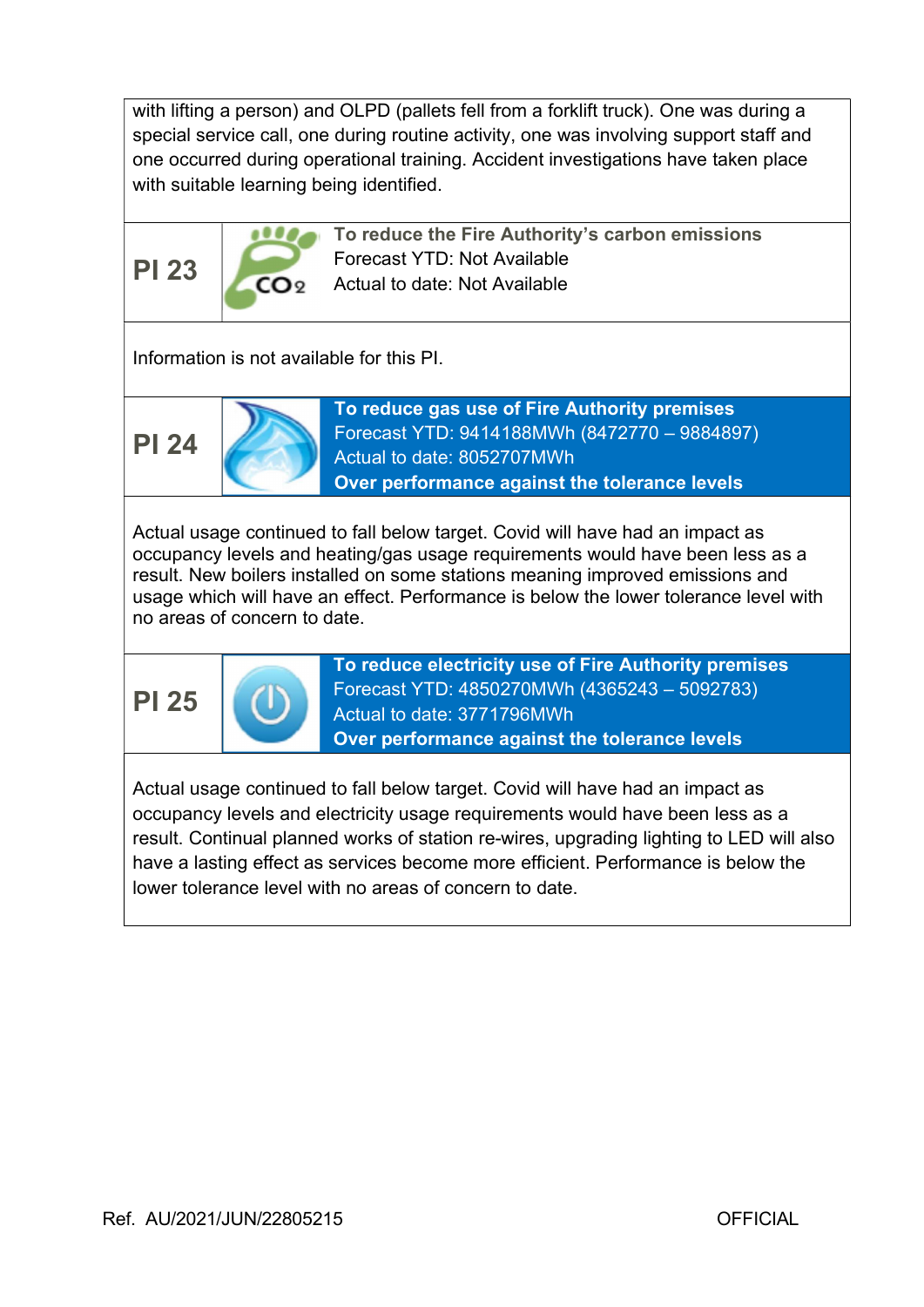with lifting a person) and OLPD (pallets fell from a forklift truck). One was during a special service call, one during routine activity, one was involving support staff and one occurred during operational training. Accident investigations have taken place with suitable learning being identified.

**PI 23**

**To reduce the Fire Authority's carbon emissions**
Forecast YTD: Not Available
Actual to date: Not Available

Information is not available for this PI.

**PI 24**

**To reduce gas use of Fire Authority premises**
Forecast YTD: 9414188MWh (8472770 – 9884897)
Actual to date: 8052707MWh
**Over performance against the tolerance levels**

Actual usage continued to fall below target. Covid will have had an impact as occupancy levels and heating/gas usage requirements would have been less as a result. New boilers installed on some stations meaning improved emissions and usage which will have an effect. Performance is below the lower tolerance level with no areas of concern to date.

**PI 25**

**To reduce electricity use of Fire Authority premises**
Forecast YTD: 4850270MWh (4365243 – 5092783)
Actual to date: 3771796MWh
**Over performance against the tolerance levels**

Actual usage continued to fall below target. Covid will have had an impact as occupancy levels and electricity usage requirements would have been less as a result. Continual planned works of station re-wires, upgrading lighting to LED will also have a lasting effect as services become more efficient. Performance is below the lower tolerance level with no areas of concern to date.